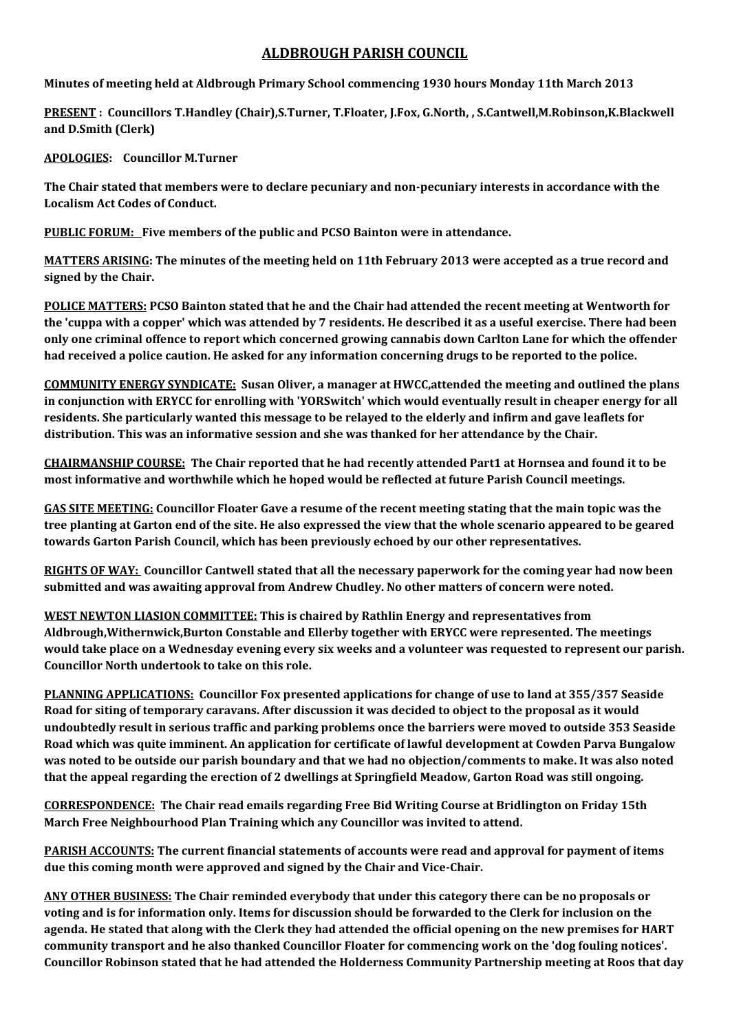# ALDBROUGH PARISH COUNCIL

**Minutes of meeting held at Aldbrough Primary School commencing 1930 hours Monday 11th March 2013**

**PRESENT : Councillors T.Handley (Chair),S.Turner, T.Floater, J.Fox, G.North, , S.Cantwell,M.Robinson,K.Blackwell and D.Smith (Clerk)**

**APOLOGIES: Councillor M.Turner**

**The Chair stated that members were to declare pecuniary and non-pecuniary interests in accordance with the Localism Act Codes of Conduct.**

**PUBLIC FORUM: Five members of the public and PCSO Bainton were in attendance.**

**MATTERS ARISING: The minutes of the meeting held on 11th February 2013 were accepted as a true record and signed by the Chair.**

**POLICE MATTERS: PCSO Bainton stated that he and the Chair had attended the recent meeting at Wentworth for the 'cuppa with a copper' which was attended by 7 residents. He described it as a useful exercise. There had been only one criminal offence to report which concerned growing cannabis down Carlton Lane for which the offender had received a police caution. He asked for any information concerning drugs to be reported to the police.**

**COMMUNITY ENERGY SYNDICATE: Susan Oliver, a manager at HWCC,attended the meeting and outlined the plans in conjunction with ERYCC for enrolling with 'YORSwitch' which would eventually result in cheaper energy for all residents. She particularly wanted this message to be relayed to the elderly and infirm and gave leaflets for distribution. This was an informative session and she was thanked for her attendance by the Chair.**

**CHAIRMANSHIP COURSE: The Chair reported that he had recently attended Part1 at Hornsea and found it to be most informative and worthwhile which he hoped would be reflected at future Parish Council meetings.**

**GAS SITE MEETING: Councillor Floater Gave a resume of the recent meeting stating that the main topic was the tree planting at Garton end of the site. He also expressed the view that the whole scenario appeared to be geared towards Garton Parish Council, which has been previously echoed by our other representatives.**

**RIGHTS OF WAY: Councillor Cantwell stated that all the necessary paperwork for the coming year had now been submitted and was awaiting approval from Andrew Chudley. No other matters of concern were noted.**

**WEST NEWTON LIASION COMMITTEE: This is chaired by Rathlin Energy and representatives from Aldbrough,Withernwick,Burton Constable and Ellerby together with ERYCC were represented. The meetings would take place on a Wednesday evening every six weeks and a volunteer was requested to represent our parish. Councillor North undertook to take on this role.**

**PLANNING APPLICATIONS: Councillor Fox presented applications for change of use to land at 355/357 Seaside Road for siting of temporary caravans. After discussion it was decided to object to the proposal as it would undoubtedly result in serious traffic and parking problems once the barriers were moved to outside 353 Seaside Road which was quite imminent. An application for certificate of lawful development at Cowden Parva Bungalow was noted to be outside our parish boundary and that we had no objection/comments to make. It was also noted that the appeal regarding the erection of 2 dwellings at Springfield Meadow, Garton Road was still ongoing.**

**CORRESPONDENCE: The Chair read emails regarding Free Bid Writing Course at Bridlington on Friday 15th March Free Neighbourhood Plan Training which any Councillor was invited to attend.**

**PARISH ACCOUNTS: The current financial statements of accounts were read and approval for payment of items due this coming month were approved and signed by the Chair and Vice-Chair.**

**ANY OTHER BUSINESS: The Chair reminded everybody that under this category there can be no proposals or voting and is for information only. Items for discussion should be forwarded to the Clerk for inclusion on the agenda. He stated that along with the Clerk they had attended the official opening on the new premises for HART community transport and he also thanked Councillor Floater for commencing work on the 'dog fouling notices'. Councillor Robinson stated that he had attended the Holderness Community Partnership meeting at Roos that day**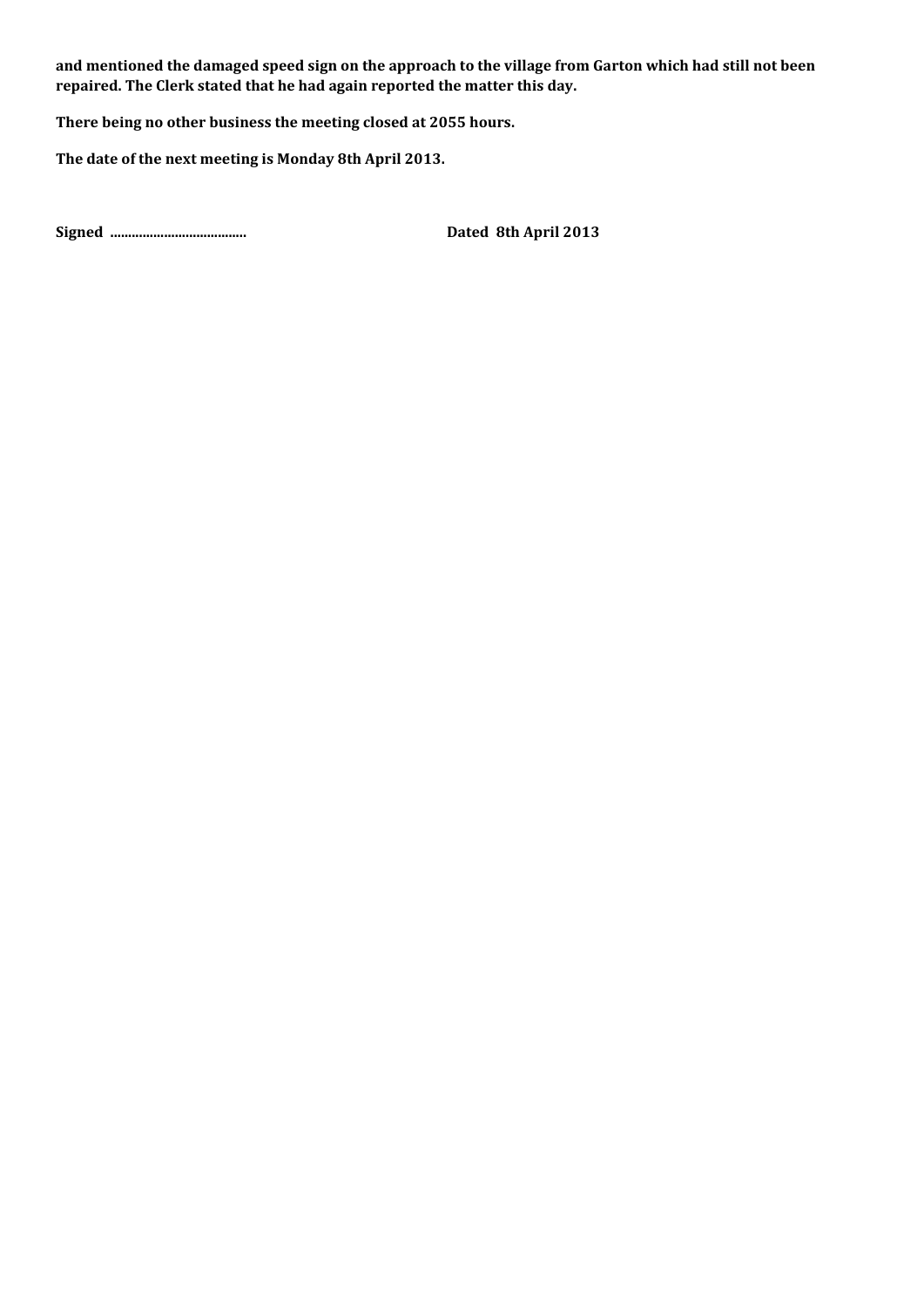**and mentioned the damaged speed sign on the approach to the village from Garton which had still not been repaired. The Clerk stated that he had again reported the matter this day.**

**There being no other business the meeting closed at 2055 hours.**

**The date of the next meeting is Monday 8th April 2013.**

**Signed ......................................** **Dated 8th April 2013**